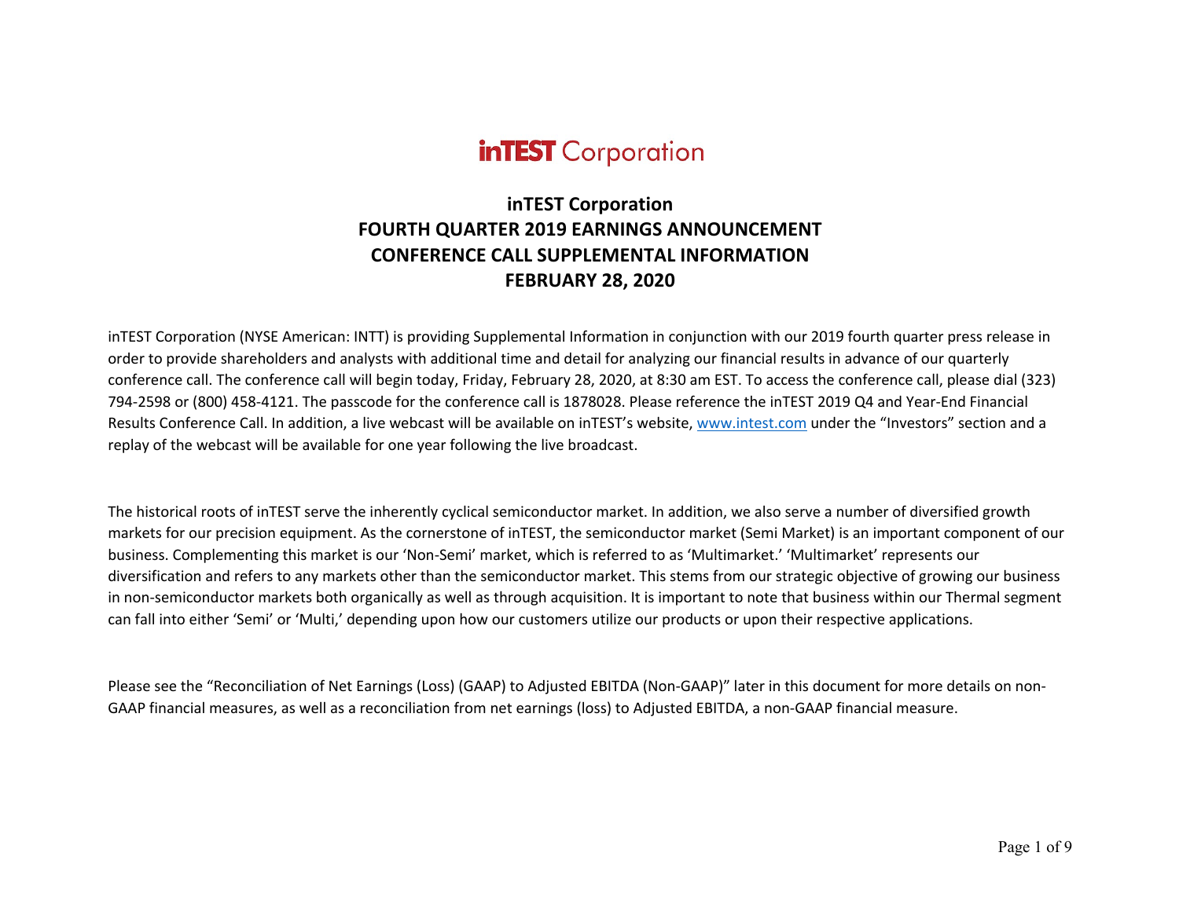# inTEST Corporation

## inTEST Corporation
## FOURTH QUARTER 2019 EARNINGS ANNOUNCEMENT
## CONFERENCE CALL SUPPLEMENTAL INFORMATION
## FEBRUARY 28, 2020

inTEST Corporation (NYSE American: INTT) is providing Supplemental Information in conjunction with our 2019 fourth quarter press release in order to provide shareholders and analysts with additional time and detail for analyzing our financial results in advance of our quarterly conference call. The conference call will begin today, Friday, February 28, 2020, at 8:30 am EST. To access the conference call, please dial (323) 794-2598 or (800) 458-4121. The passcode for the conference call is 1878028. Please reference the inTEST 2019 Q4 and Year-End Financial Results Conference Call. In addition, a live webcast will be available on inTEST's website, www.intest.com under the "Investors" section and a replay of the webcast will be available for one year following the live broadcast.

The historical roots of inTEST serve the inherently cyclical semiconductor market. In addition, we also serve a number of diversified growth markets for our precision equipment. As the cornerstone of inTEST, the semiconductor market (Semi Market) is an important component of our business. Complementing this market is our 'Non-Semi' market, which is referred to as 'Multimarket.' 'Multimarket' represents our diversification and refers to any markets other than the semiconductor market. This stems from our strategic objective of growing our business in non-semiconductor markets both organically as well as through acquisition. It is important to note that business within our Thermal segment can fall into either 'Semi' or 'Multi,' depending upon how our customers utilize our products or upon their respective applications.

Please see the "Reconciliation of Net Earnings (Loss) (GAAP) to Adjusted EBITDA (Non-GAAP)" later in this document for more details on non-GAAP financial measures, as well as a reconciliation from net earnings (loss) to Adjusted EBITDA, a non-GAAP financial measure.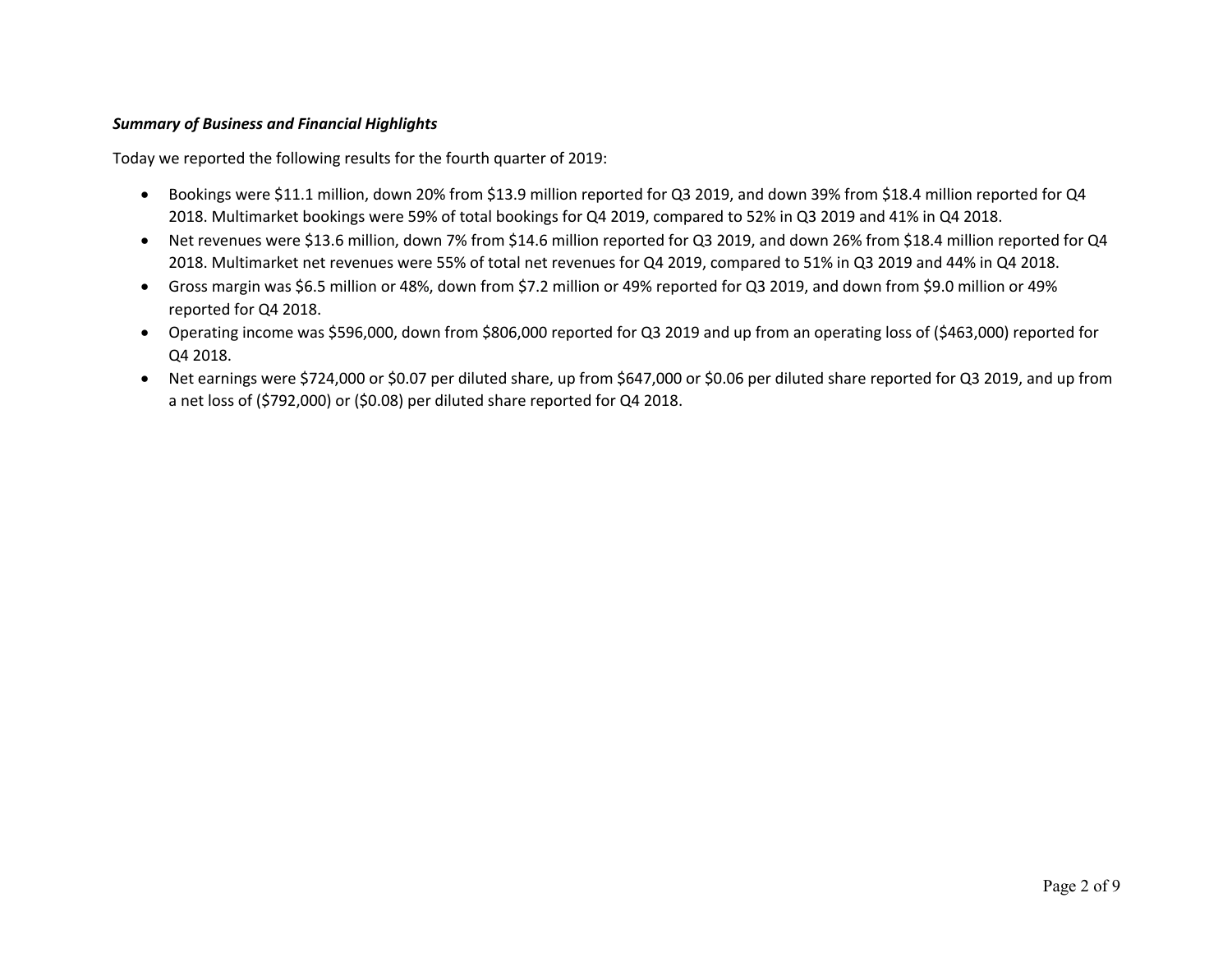***Summary of Business and Financial Highlights***

Today we reported the following results for the fourth quarter of 2019:

- Bookings were $11.1 million, down 20% from $13.9 million reported for Q3 2019, and down 39% from $18.4 million reported for Q4 2018. Multimarket bookings were 59% of total bookings for Q4 2019, compared to 52% in Q3 2019 and 41% in Q4 2018.
- Net revenues were $13.6 million, down 7% from $14.6 million reported for Q3 2019, and down 26% from $18.4 million reported for Q4 2018. Multimarket net revenues were 55% of total net revenues for Q4 2019, compared to 51% in Q3 2019 and 44% in Q4 2018.
- Gross margin was $6.5 million or 48%, down from $7.2 million or 49% reported for Q3 2019, and down from $9.0 million or 49% reported for Q4 2018.
- Operating income was $596,000, down from $806,000 reported for Q3 2019 and up from an operating loss of ($463,000) reported for Q4 2018.
- Net earnings were $724,000 or $0.07 per diluted share, up from $647,000 or $0.06 per diluted share reported for Q3 2019, and up from a net loss of ($792,000) or ($0.08) per diluted share reported for Q4 2018.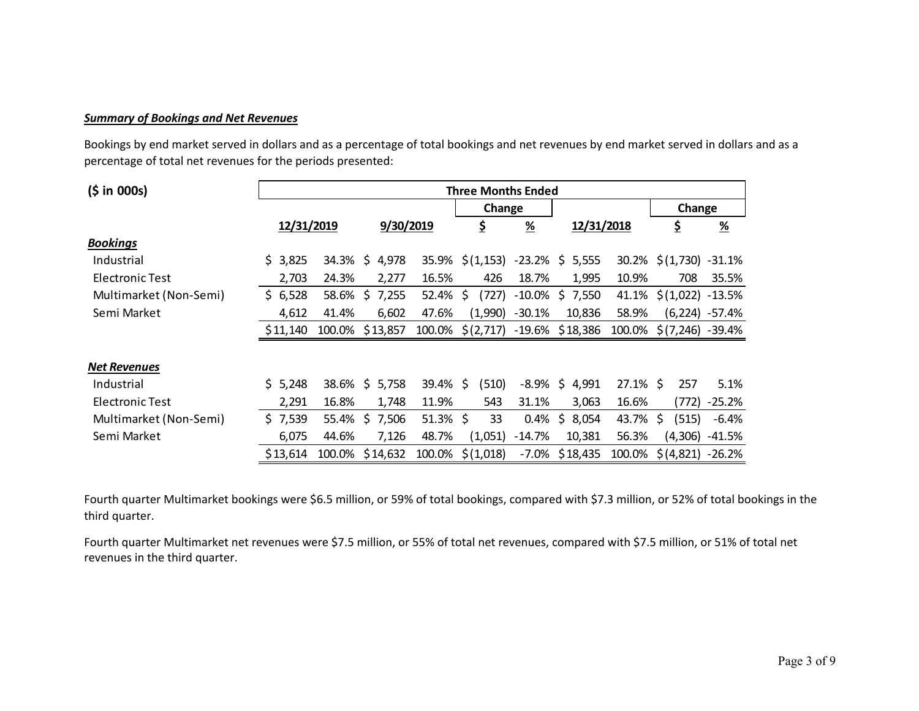***Summary of Bookings and Net Revenues***

Bookings by end market served in dollars and as a percentage of total bookings and net revenues by end market served in dollars and as a percentage of total net revenues for the periods presented:

| ($ in 000s) | Three Months Ended | | | | | | | | | |
|---|---|---|---|---|---|---|---|---|---|---|
| | | | | | Change | | | | Change | |
| | 12/31/2019 | | 9/30/2019 | | $ | % | 12/31/2018 | | $ | % |
| ***Bookings*** | | | | | | | | | | |
| Industrial | $ 3,825 | 34.3% | $ 4,978 | 35.9% | $ (1,153) | -23.2% | $ 5,555 | 30.2% | $ (1,730) | -31.1% |
| Electronic Test | 2,703 | 24.3% | 2,277 | 16.5% | 426 | 18.7% | 1,995 | 10.9% | 708 | 35.5% |
| Multimarket (Non-Semi) | $ 6,528 | 58.6% | $ 7,255 | 52.4% | $ (727) | -10.0% | $ 7,550 | 41.1% | $ (1,022) | -13.5% |
| Semi Market | 4,612 | 41.4% | 6,602 | 47.6% | (1,990) | -30.1% | 10,836 | 58.9% | (6,224) | -57.4% |
| | $ 11,140 | 100.0% | $ 13,857 | 100.0% | $ (2,717) | -19.6% | $ 18,386 | 100.0% | $ (7,246) | -39.4% |
| ***Net Revenues*** | | | | | | | | | | |
| Industrial | $ 5,248 | 38.6% | $ 5,758 | 39.4% | $ (510) | -8.9% | $ 4,991 | 27.1% | $ 257 | 5.1% |
| Electronic Test | 2,291 | 16.8% | 1,748 | 11.9% | 543 | 31.1% | 3,063 | 16.6% | (772) | -25.2% |
| Multimarket (Non-Semi) | $ 7,539 | 55.4% | $ 7,506 | 51.3% | $ 33 | 0.4% | $ 8,054 | 43.7% | $ (515) | -6.4% |
| Semi Market | 6,075 | 44.6% | 7,126 | 48.7% | (1,051) | -14.7% | 10,381 | 56.3% | (4,306) | -41.5% |
| | $ 13,614 | 100.0% | $ 14,632 | 100.0% | $ (1,018) | -7.0% | $ 18,435 | 100.0% | $ (4,821) | -26.2% |

Fourth quarter Multimarket bookings were $6.5 million, or 59% of total bookings, compared with $7.3 million, or 52% of total bookings in the third quarter.

Fourth quarter Multimarket net revenues were $7.5 million, or 55% of total net revenues, compared with $7.5 million, or 51% of total net revenues in the third quarter.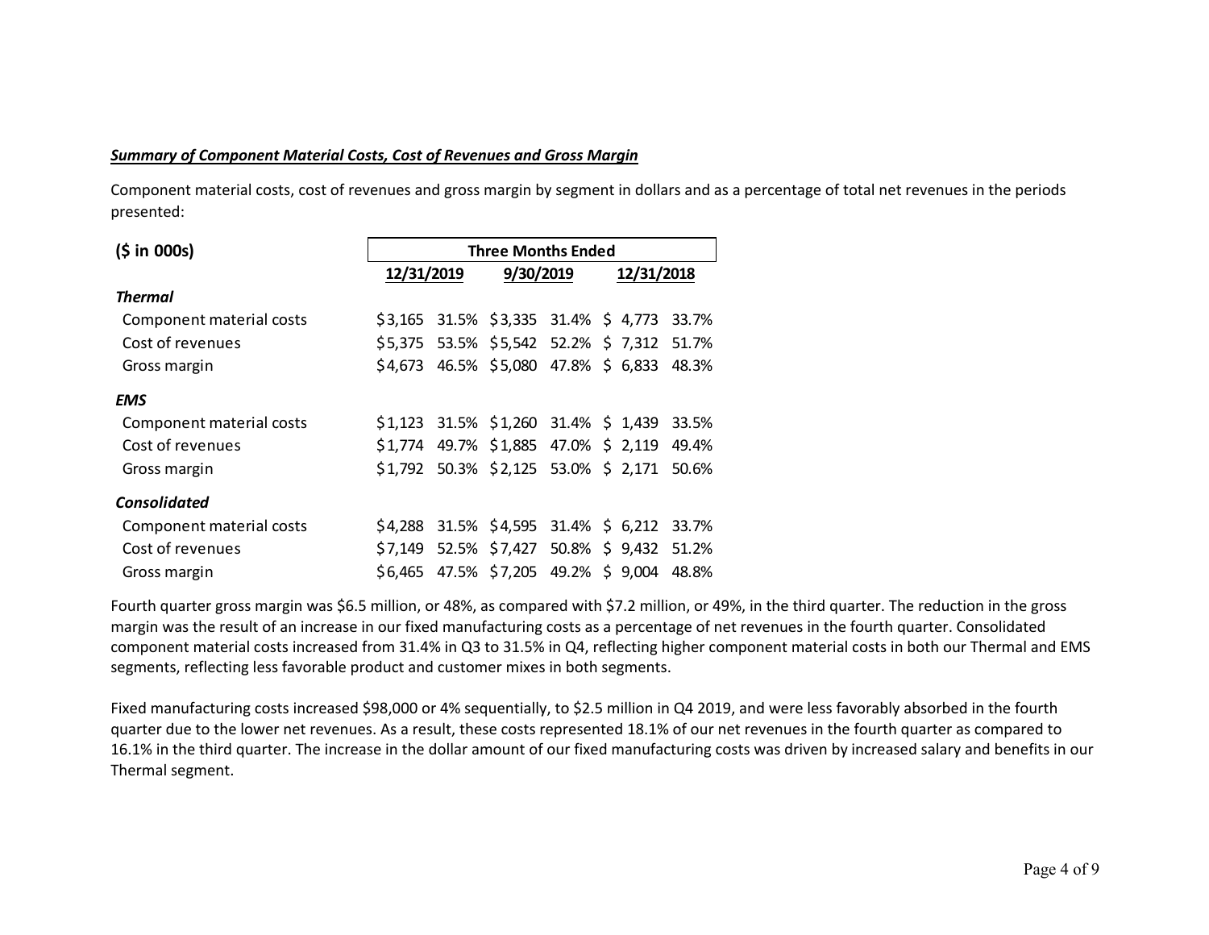***Summary of Component Material Costs, Cost of Revenues and Gross Margin***

Component material costs, cost of revenues and gross margin by segment in dollars and as a percentage of total net revenues in the periods presented:

| ($ in 000s) | Three Months Ended | | | | | |
|---|---|---|---|---|---|---|
| | 12/31/2019 | | 9/30/2019 | | 12/31/2018 | |
| ***Thermal*** | | | | | | |
| Component material costs | $3,165 | 31.5% | $3,335 | 31.4% | $ 4,773 | 33.7% |
| Cost of revenues | $5,375 | 53.5% | $5,542 | 52.2% | $ 7,312 | 51.7% |
| Gross margin | $4,673 | 46.5% | $5,080 | 47.8% | $ 6,833 | 48.3% |
| ***EMS*** | | | | | | |
| Component material costs | $1,123 | 31.5% | $1,260 | 31.4% | $ 1,439 | 33.5% |
| Cost of revenues | $1,774 | 49.7% | $1,885 | 47.0% | $ 2,119 | 49.4% |
| Gross margin | $1,792 | 50.3% | $2,125 | 53.0% | $ 2,171 | 50.6% |
| ***Consolidated*** | | | | | | |
| Component material costs | $4,288 | 31.5% | $4,595 | 31.4% | $ 6,212 | 33.7% |
| Cost of revenues | $7,149 | 52.5% | $7,427 | 50.8% | $ 9,432 | 51.2% |
| Gross margin | $6,465 | 47.5% | $7,205 | 49.2% | $ 9,004 | 48.8% |

Fourth quarter gross margin was $6.5 million, or 48%, as compared with $7.2 million, or 49%, in the third quarter. The reduction in the gross margin was the result of an increase in our fixed manufacturing costs as a percentage of net revenues in the fourth quarter. Consolidated component material costs increased from 31.4% in Q3 to 31.5% in Q4, reflecting higher component material costs in both our Thermal and EMS segments, reflecting less favorable product and customer mixes in both segments.

Fixed manufacturing costs increased $98,000 or 4% sequentially, to $2.5 million in Q4 2019, and were less favorably absorbed in the fourth quarter due to the lower net revenues. As a result, these costs represented 18.1% of our net revenues in the fourth quarter as compared to 16.1% in the third quarter. The increase in the dollar amount of our fixed manufacturing costs was driven by increased salary and benefits in our Thermal segment.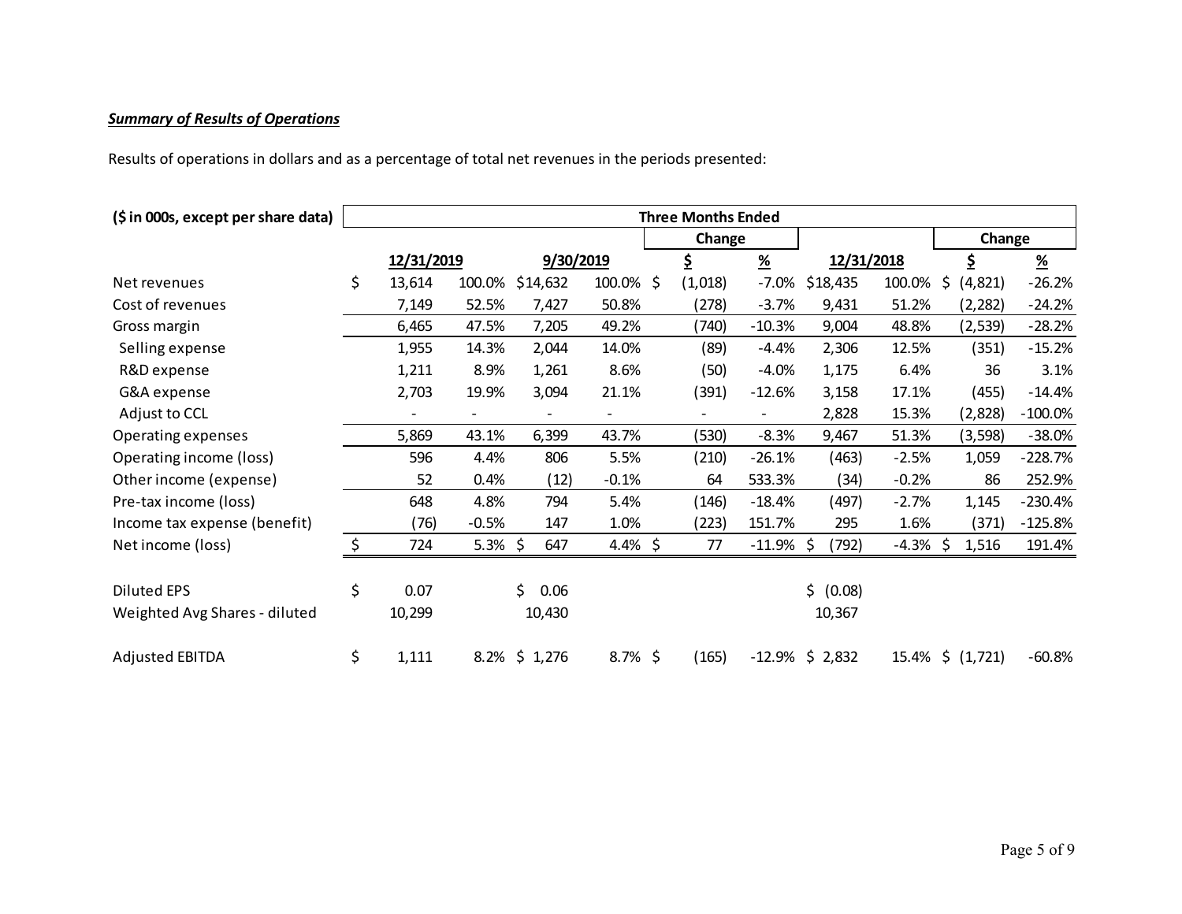***Summary of Results of Operations***

Results of operations in dollars and as a percentage of total net revenues in the periods presented:

| ($ in 000s, except per share data) | Three Months Ended | | | | | | | | | |
|---|---|---|---|---|---|---|---|---|---|---|
| | | | | | Change | | | | Change | |
| | 12/31/2019 | | 9/30/2019 | | $ | % | 12/31/2018 | | $ | % |
| Net revenues | $ 13,614 | 100.0% | $14,632 | 100.0% | $ (1,018) | -7.0% | $18,435 | 100.0% | $ (4,821) | -26.2% |
| Cost of revenues | 7,149 | 52.5% | 7,427 | 50.8% | (278) | -3.7% | 9,431 | 51.2% | (2,282) | -24.2% |
| Gross margin | 6,465 | 47.5% | 7,205 | 49.2% | (740) | -10.3% | 9,004 | 48.8% | (2,539) | -28.2% |
| Selling expense | 1,955 | 14.3% | 2,044 | 14.0% | (89) | -4.4% | 2,306 | 12.5% | (351) | -15.2% |
| R&D expense | 1,211 | 8.9% | 1,261 | 8.6% | (50) | -4.0% | 1,175 | 6.4% | 36 | 3.1% |
| G&A expense | 2,703 | 19.9% | 3,094 | 21.1% | (391) | -12.6% | 3,158 | 17.1% | (455) | -14.4% |
| Adjust to CCL | - | - | - | - | - | - | 2,828 | 15.3% | (2,828) | -100.0% |
| Operating expenses | 5,869 | 43.1% | 6,399 | 43.7% | (530) | -8.3% | 9,467 | 51.3% | (3,598) | -38.0% |
| Operating income (loss) | 596 | 4.4% | 806 | 5.5% | (210) | -26.1% | (463) | -2.5% | 1,059 | -228.7% |
| Other income (expense) | 52 | 0.4% | (12) | -0.1% | 64 | 533.3% | (34) | -0.2% | 86 | 252.9% |
| Pre-tax income (loss) | 648 | 4.8% | 794 | 5.4% | (146) | -18.4% | (497) | -2.7% | 1,145 | -230.4% |
| Income tax expense (benefit) | (76) | -0.5% | 147 | 1.0% | (223) | 151.7% | 295 | 1.6% | (371) | -125.8% |
| Net income (loss) | $ 724 | 5.3% | $ 647 | 4.4% | $ 77 | -11.9% | $ (792) | -4.3% | $ 1,516 | 191.4% |
| | | | | | | | | | | |
| Diluted EPS | $ 0.07 | | $ 0.06 | | | | $ (0.08) | | | |
| Weighted Avg Shares - diluted | 10,299 | | 10,430 | | | | 10,367 | | | |
| | | | | | | | | | | |
| Adjusted EBITDA | $ 1,111 | 8.2% | $ 1,276 | 8.7% | $ (165) | -12.9% | $ 2,832 | 15.4% | $ (1,721) | -60.8% |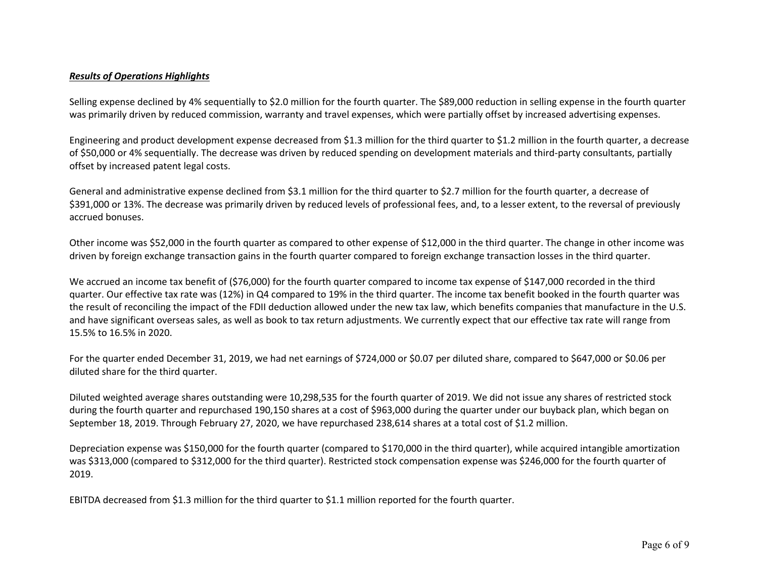***Results of Operations Highlights***

Selling expense declined by 4% sequentially to $2.0 million for the fourth quarter. The $89,000 reduction in selling expense in the fourth quarter was primarily driven by reduced commission, warranty and travel expenses, which were partially offset by increased advertising expenses.

Engineering and product development expense decreased from $1.3 million for the third quarter to $1.2 million in the fourth quarter, a decrease of $50,000 or 4% sequentially. The decrease was driven by reduced spending on development materials and third-party consultants, partially offset by increased patent legal costs.

General and administrative expense declined from $3.1 million for the third quarter to $2.7 million for the fourth quarter, a decrease of $391,000 or 13%. The decrease was primarily driven by reduced levels of professional fees, and, to a lesser extent, to the reversal of previously accrued bonuses.

Other income was $52,000 in the fourth quarter as compared to other expense of $12,000 in the third quarter. The change in other income was driven by foreign exchange transaction gains in the fourth quarter compared to foreign exchange transaction losses in the third quarter.

We accrued an income tax benefit of ($76,000) for the fourth quarter compared to income tax expense of $147,000 recorded in the third quarter. Our effective tax rate was (12%) in Q4 compared to 19% in the third quarter. The income tax benefit booked in the fourth quarter was the result of reconciling the impact of the FDII deduction allowed under the new tax law, which benefits companies that manufacture in the U.S. and have significant overseas sales, as well as book to tax return adjustments. We currently expect that our effective tax rate will range from 15.5% to 16.5% in 2020.

For the quarter ended December 31, 2019, we had net earnings of $724,000 or $0.07 per diluted share, compared to $647,000 or $0.06 per diluted share for the third quarter.

Diluted weighted average shares outstanding were 10,298,535 for the fourth quarter of 2019. We did not issue any shares of restricted stock during the fourth quarter and repurchased 190,150 shares at a cost of $963,000 during the quarter under our buyback plan, which began on September 18, 2019. Through February 27, 2020, we have repurchased 238,614 shares at a total cost of $1.2 million.

Depreciation expense was $150,000 for the fourth quarter (compared to $170,000 in the third quarter), while acquired intangible amortization was $313,000 (compared to $312,000 for the third quarter). Restricted stock compensation expense was $246,000 for the fourth quarter of 2019.

EBITDA decreased from $1.3 million for the third quarter to $1.1 million reported for the fourth quarter.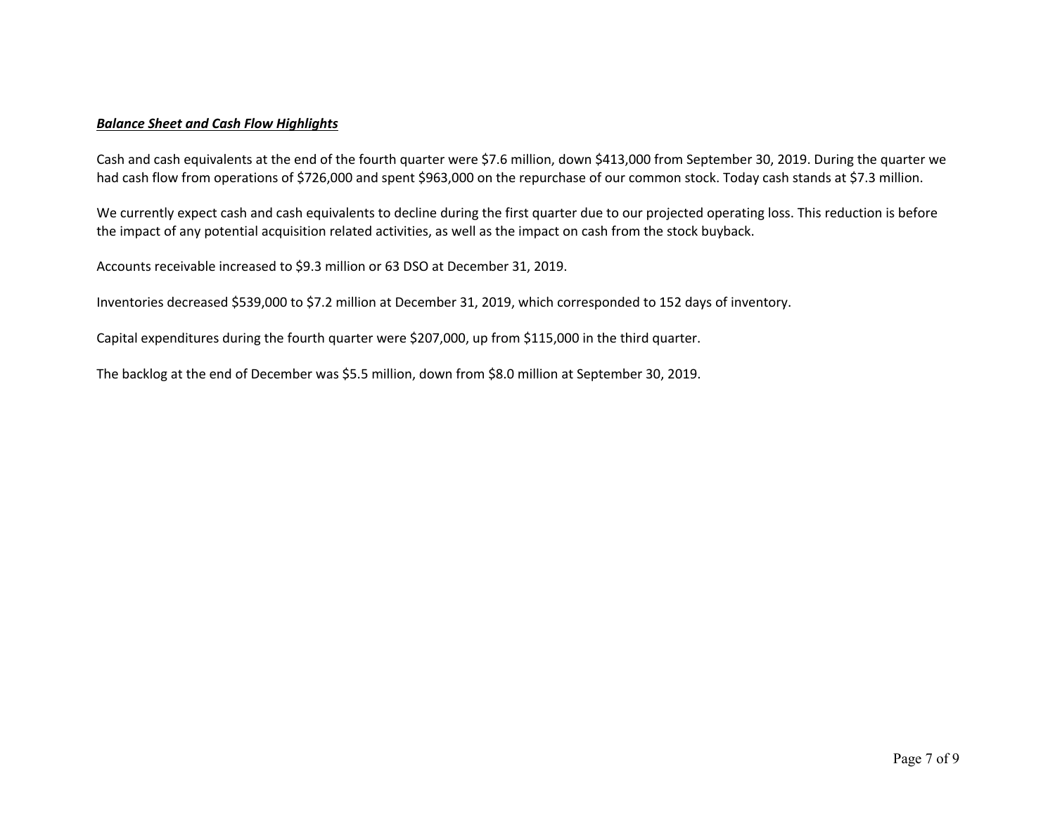***Balance Sheet and Cash Flow Highlights***

Cash and cash equivalents at the end of the fourth quarter were $7.6 million, down $413,000 from September 30, 2019. During the quarter we had cash flow from operations of $726,000 and spent $963,000 on the repurchase of our common stock. Today cash stands at $7.3 million.

We currently expect cash and cash equivalents to decline during the first quarter due to our projected operating loss. This reduction is before the impact of any potential acquisition related activities, as well as the impact on cash from the stock buyback.

Accounts receivable increased to $9.3 million or 63 DSO at December 31, 2019.

Inventories decreased $539,000 to $7.2 million at December 31, 2019, which corresponded to 152 days of inventory.

Capital expenditures during the fourth quarter were $207,000, up from $115,000 in the third quarter.

The backlog at the end of December was $5.5 million, down from $8.0 million at September 30, 2019.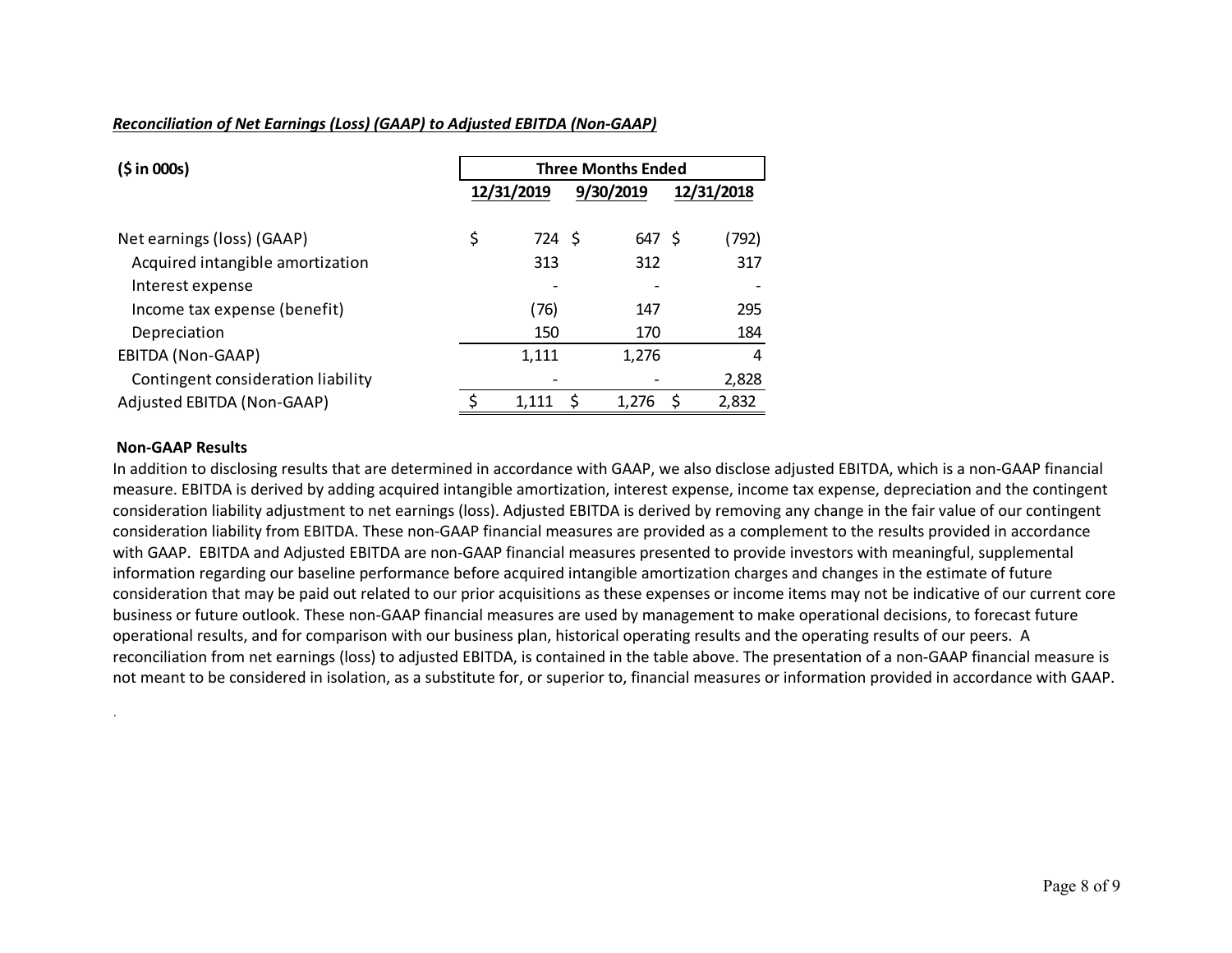***Reconciliation of Net Earnings (Loss) (GAAP) to Adjusted EBITDA (Non-GAAP)***

| **($ in 000s)** | **Three Months Ended** | | |
|---|---|---|---|
| | **12/31/2019** | **9/30/2019** | **12/31/2018** |
| Net earnings (loss) (GAAP) | $ 724 | $ 647 | $ (792) |
| Acquired intangible amortization | 313 | 312 | 317 |
| Interest expense | - | - | - |
| Income tax expense (benefit) | (76) | 147 | 295 |
| Depreciation | 150 | 170 | 184 |
| EBITDA (Non-GAAP) | 1,111 | 1,276 | 4 |
| Contingent consideration liability | - | - | 2,828 |
| Adjusted EBITDA (Non-GAAP) | $ 1,111 | $ 1,276 | $ 2,832 |

**Non-GAAP Results**

In addition to disclosing results that are determined in accordance with GAAP, we also disclose adjusted EBITDA, which is a non-GAAP financial measure. EBITDA is derived by adding acquired intangible amortization, interest expense, income tax expense, depreciation and the contingent consideration liability adjustment to net earnings (loss). Adjusted EBITDA is derived by removing any change in the fair value of our contingent consideration liability from EBITDA. These non-GAAP financial measures are provided as a complement to the results provided in accordance with GAAP. EBITDA and Adjusted EBITDA are non-GAAP financial measures presented to provide investors with meaningful, supplemental information regarding our baseline performance before acquired intangible amortization charges and changes in the estimate of future consideration that may be paid out related to our prior acquisitions as these expenses or income items may not be indicative of our current core business or future outlook. These non-GAAP financial measures are used by management to make operational decisions, to forecast future operational results, and for comparison with our business plan, historical operating results and the operating results of our peers. A reconciliation from net earnings (loss) to adjusted EBITDA, is contained in the table above. The presentation of a non-GAAP financial measure is not meant to be considered in isolation, as a substitute for, or superior to, financial measures or information provided in accordance with GAAP.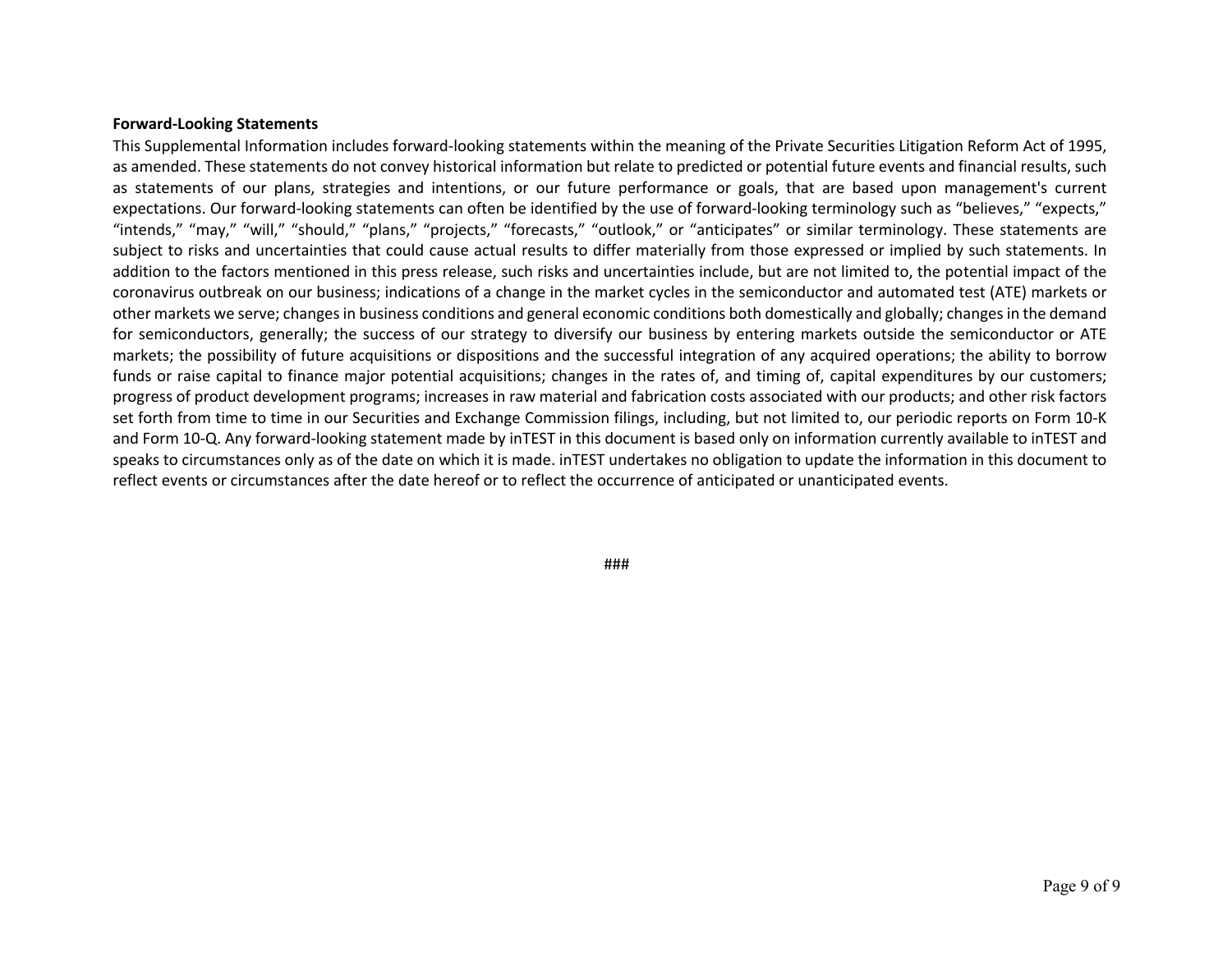**Forward-Looking Statements**

This Supplemental Information includes forward-looking statements within the meaning of the Private Securities Litigation Reform Act of 1995, as amended. These statements do not convey historical information but relate to predicted or potential future events and financial results, such as statements of our plans, strategies and intentions, or our future performance or goals, that are based upon management's current expectations. Our forward-looking statements can often be identified by the use of forward-looking terminology such as "believes," "expects," "intends," "may," "will," "should," "plans," "projects," "forecasts," "outlook," or "anticipates" or similar terminology. These statements are subject to risks and uncertainties that could cause actual results to differ materially from those expressed or implied by such statements. In addition to the factors mentioned in this press release, such risks and uncertainties include, but are not limited to, the potential impact of the coronavirus outbreak on our business; indications of a change in the market cycles in the semiconductor and automated test (ATE) markets or other markets we serve; changes in business conditions and general economic conditions both domestically and globally; changes in the demand for semiconductors, generally; the success of our strategy to diversify our business by entering markets outside the semiconductor or ATE markets; the possibility of future acquisitions or dispositions and the successful integration of any acquired operations; the ability to borrow funds or raise capital to finance major potential acquisitions; changes in the rates of, and timing of, capital expenditures by our customers; progress of product development programs; increases in raw material and fabrication costs associated with our products; and other risk factors set forth from time to time in our Securities and Exchange Commission filings, including, but not limited to, our periodic reports on Form 10-K and Form 10-Q. Any forward-looking statement made by inTEST in this document is based only on information currently available to inTEST and speaks to circumstances only as of the date on which it is made. inTEST undertakes no obligation to update the information in this document to reflect events or circumstances after the date hereof or to reflect the occurrence of anticipated or unanticipated events.

###